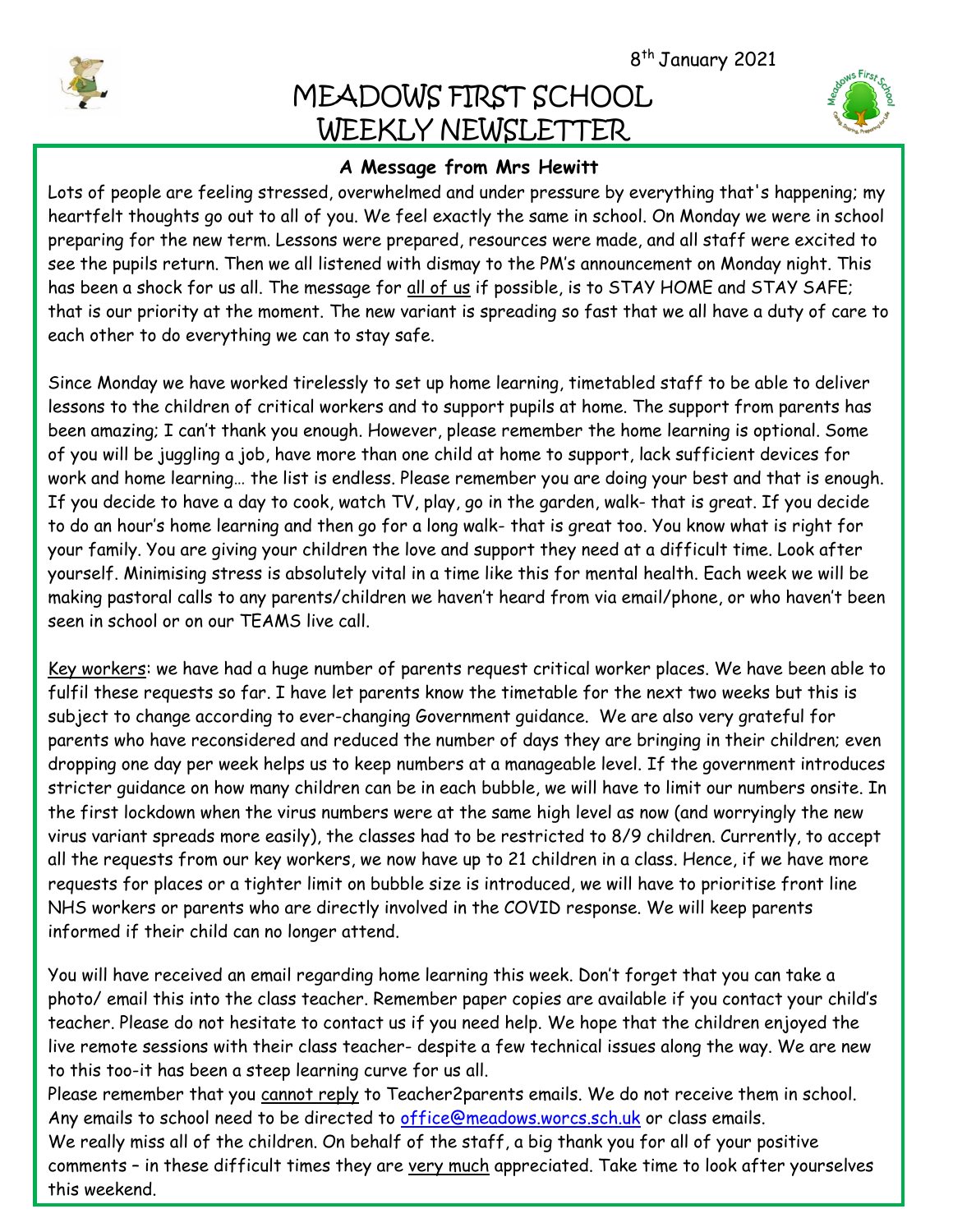8th January 2021

# MEADOWS FIRST SCHOOL WEEKLY NEWSLETTER

**A Message from Mrs Hewitt**

Lots of people are feeling stressed, overwhelmed and under pressure by everything that's happening; my heartfelt thoughts go out to all of you. We feel exactly the same in school. On Monday we were in school preparing for the new term. Lessons were prepared, resources were made, and all staff were excited to see the pupils return. Then we all listened with dismay to the PM's announcement on Monday night. This has been a shock for us all. The message for all of us if possible, is to STAY HOME and STAY SAFE; that is our priority at the moment. The new variant is spreading so fast that we all have a duty of care to each other to do everything we can to stay safe.

Since Monday we have worked tirelessly to set up home learning, timetabled staff to be able to deliver lessons to the children of critical workers and to support pupils at home. The support from parents has been amazing; I can't thank you enough. However, please remember the home learning is optional. Some of you will be juggling a job, have more than one child at home to support, lack sufficient devices for work and home learning… the list is endless. Please remember you are doing your best and that is enough. If you decide to have a day to cook, watch TV, play, go in the garden, walk- that is great. If you decide to do an hour's home learning and then go for a long walk- that is great too. You know what is right for your family. You are giving your children the love and support they need at a difficult time. Look after yourself. Minimising stress is absolutely vital in a time like this for mental health. Each week we will be making pastoral calls to any parents/children we haven't heard from via email/phone, or who haven't been seen in school or on our TEAMS live call.

Key workers: we have had a huge number of parents request critical worker places. We have been able to fulfil these requests so far. I have let parents know the timetable for the next two weeks but this is subject to change according to ever-changing Government guidance. We are also very grateful for parents who have reconsidered and reduced the number of days they are bringing in their children; even dropping one day per week helps us to keep numbers at a manageable level. If the government introduces stricter guidance on how many children can be in each bubble, we will have to limit our numbers onsite. In the first lockdown when the virus numbers were at the same high level as now (and worryingly the new virus variant spreads more easily), the classes had to be restricted to 8/9 children. Currently, to accept all the requests from our key workers, we now have up to 21 children in a class. Hence, if we have more requests for places or a tighter limit on bubble size is introduced, we will have to prioritise front line NHS workers or parents who are directly involved in the COVID response. We will keep parents informed if their child can no longer attend.

You will have received an email regarding home learning this week. Don't forget that you can take a photo/ email this into the class teacher. Remember paper copies are available if you contact your child's teacher. Please do not hesitate to contact us if you need help. We hope that the children enjoyed the live remote sessions with their class teacher- despite a few technical issues along the way. We are new to this too-it has been a steep learning curve for us all.

Please remember that you cannot reply to Teacher2parents emails. We do not receive them in school. Any emails to school need to be directed to office@meadows.worcs.sch.uk or class emails.

We really miss all of the children. On behalf of the staff, a big thank you for all of your positive comments – in these difficult times they are very much appreciated. Take time to look after yourselves this weekend.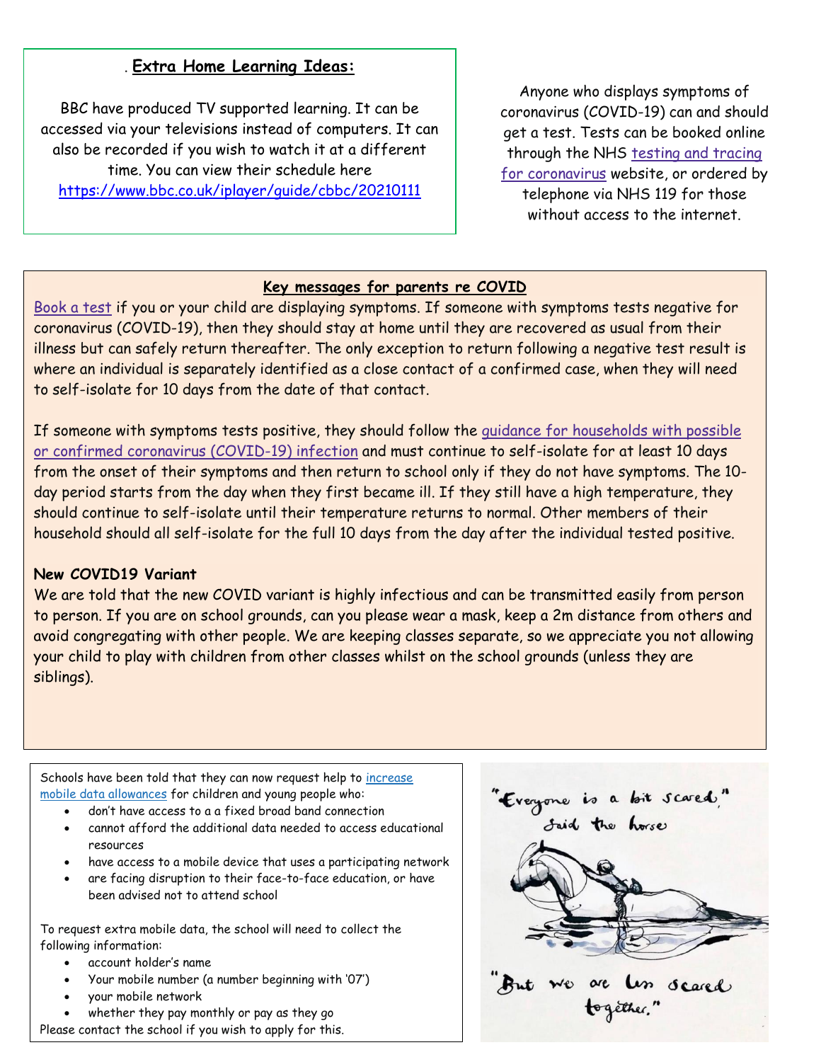. **Extra Home Learning Ideas:**

BBC have produced TV supported learning. It can be accessed via your televisions instead of computers. It can also be recorded if you wish to watch it at a different time. You can view their schedule here https://www.bbc.co.uk/iplayer/guide/cbbc/20210111

Anyone who displays symptoms of coronavirus (COVID-19) can and should get a test. Tests can be booked online through the NHS testing and tracing for coronavirus website, or ordered by telephone via NHS 119 for those without access to the internet.

**Key messages for parents re COVID**

Book a test if you or your child are displaying symptoms. If someone with symptoms tests negative for coronavirus (COVID-19), then they should stay at home until they are recovered as usual from their illness but can safely return thereafter. The only exception to return following a negative test result is where an individual is separately identified as a close contact of a confirmed case, when they will need to self-isolate for 10 days from the date of that contact.

If someone with symptoms tests positive, they should follow the guidance for households with possible or confirmed coronavirus (COVID-19) infection and must continue to self-isolate for at least 10 days from the onset of their symptoms and then return to school only if they do not have symptoms. The 10-day period starts from the day when they first became ill. If they still have a high temperature, they should continue to self-isolate until their temperature returns to normal. Other members of their household should all self-isolate for the full 10 days from the day after the individual tested positive.

**New COVID19 Variant**

We are told that the new COVID variant is highly infectious and can be transmitted easily from person to person. If you are on school grounds, can you please wear a mask, keep a 2m distance from others and avoid congregating with other people. We are keeping classes separate, so we appreciate you not allowing your child to play with children from other classes whilst on the school grounds (unless they are siblings).

Schools have been told that they can now request help to increase mobile data allowances for children and young people who:

- don't have access to a a fixed broad band connection
- cannot afford the additional data needed to access educational resources
- have access to a mobile device that uses a participating network
- are facing disruption to their face-to-face education, or have been advised not to attend school

To request extra mobile data, the school will need to collect the following information:

- account holder's name
- Your mobile number (a number beginning with '07')
- your mobile network
- whether they pay monthly or pay as they go

Please contact the school if you wish to apply for this.

"Everyone is a bit scared," said the horse

"But we are less scared together."